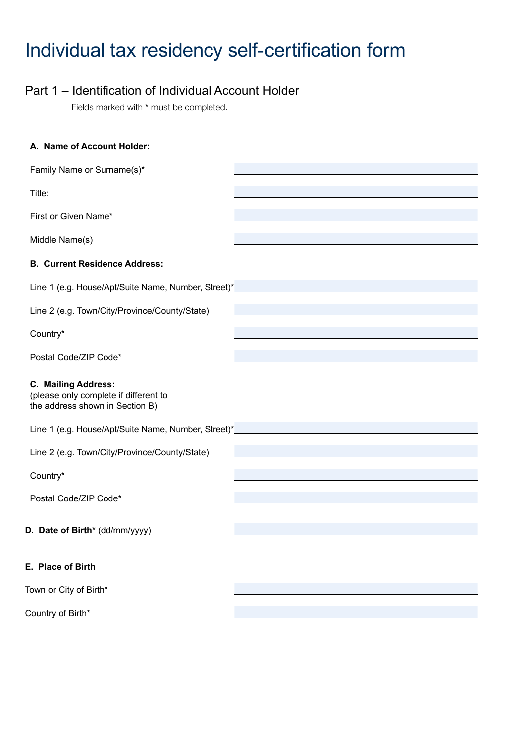# Individual tax residency self-certification form

## Part 1 – Identification of Individual Account Holder

Fields marked with * must be completed.

**A. Name of Account Holder:**

Family Name or Surname(s)*

Title:

First or Given Name*

Middle Name(s)

**B. Current Residence Address:**

Line 1 (e.g. House/Apt/Suite Name, Number, Street)*

Line 2 (e.g. Town/City/Province/County/State)

Country*

Postal Code/ZIP Code*

**C. Mailing Address:**
(please only complete if different to the address shown in Section B)

Line 1 (e.g. House/Apt/Suite Name, Number, Street)*

Line 2 (e.g. Town/City/Province/County/State)

Country*

Postal Code/ZIP Code*

**D. Date of Birth*** (dd/mm/yyyy)

**E. Place of Birth**

Town or City of Birth*

Country of Birth*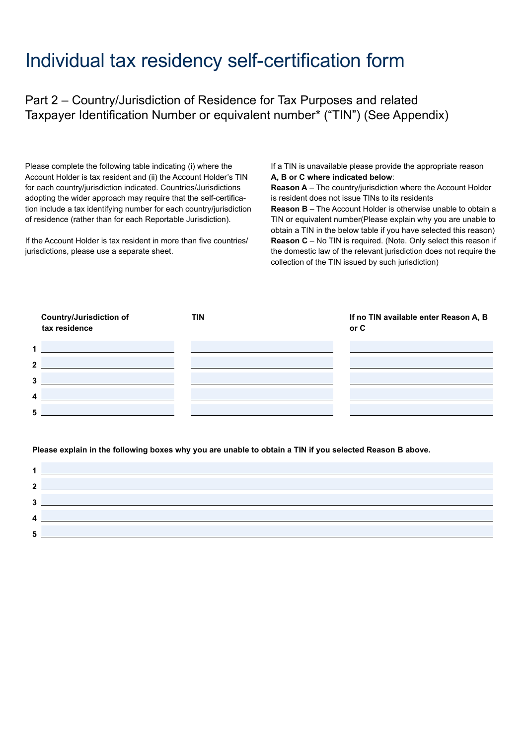# Individual tax residency self-certification form

## Part 2 – Country/Jurisdiction of Residence for Tax Purposes and related Taxpayer Identification Number or equivalent number* ("TIN") (See Appendix)

Please complete the following table indicating (i) where the Account Holder is tax resident and (ii) the Account Holder's TIN for each country/jurisdiction indicated. Countries/Jurisdictions adopting the wider approach may require that the self-certification include a tax identifying number for each country/jurisdiction of residence (rather than for each Reportable Jurisdiction).

If the Account Holder is tax resident in more than five countries/ jurisdictions, please use a separate sheet.

If a TIN is unavailable please provide the appropriate reason **A, B or C where indicated below**:

**Reason A** – The country/jurisdiction where the Account Holder is resident does not issue TINs to its residents

**Reason B** – The Account Holder is otherwise unable to obtain a TIN or equivalent number(Please explain why you are unable to obtain a TIN in the below table if you have selected this reason)

**Reason C** – No TIN is required. (Note. Only select this reason if the domestic law of the relevant jurisdiction does not require the collection of the TIN issued by such jurisdiction)

| | Country/Jurisdiction of tax residence | TIN | If no TIN available enter Reason A, B or C |
|---|---|---|---|
| 1 | | | |
| 2 | | | |
| 3 | | | |
| 4 | | | |
| 5 | | | |

**Please explain in the following boxes why you are unable to obtain a TIN if you selected Reason B above.**

| | |
|---|---|
| 1 | |
| 2 | |
| 3 | |
| 4 | |
| 5 | |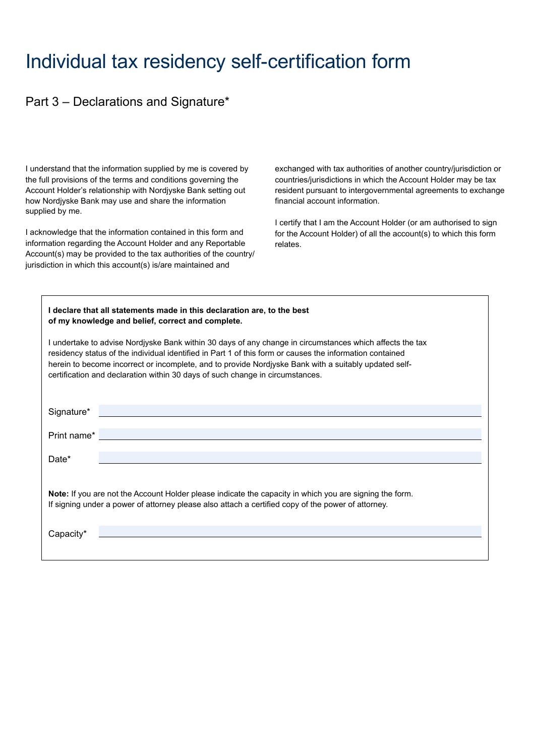# Individual tax residency self-certification form

## Part 3 – Declarations and Signature*

I understand that the information supplied by me is covered by the full provisions of the terms and conditions governing the Account Holder's relationship with Nordjyske Bank setting out how Nordjyske Bank may use and share the information supplied by me.

I acknowledge that the information contained in this form and information regarding the Account Holder and any Reportable Account(s) may be provided to the tax authorities of the country/jurisdiction in which this account(s) is/are maintained and exchanged with tax authorities of another country/jurisdiction or countries/jurisdictions in which the Account Holder may be tax resident pursuant to intergovernmental agreements to exchange financial account information.

I certify that I am the Account Holder (or am authorised to sign for the Account Holder) of all the account(s) to which this form relates.

**I declare that all statements made in this declaration are, to the best of my knowledge and belief, correct and complete.**

I undertake to advise Nordjyske Bank within 30 days of any change in circumstances which affects the tax residency status of the individual identified in Part 1 of this form or causes the information contained herein to become incorrect or incomplete, and to provide Nordjyske Bank with a suitably updated self-certification and declaration within 30 days of such change in circumstances.

Signature* ______________________

Print name* ______________________

Date* ______________________

**Note:** If you are not the Account Holder please indicate the capacity in which you are signing the form. If signing under a power of attorney please also attach a certified copy of the power of attorney.

Capacity* ______________________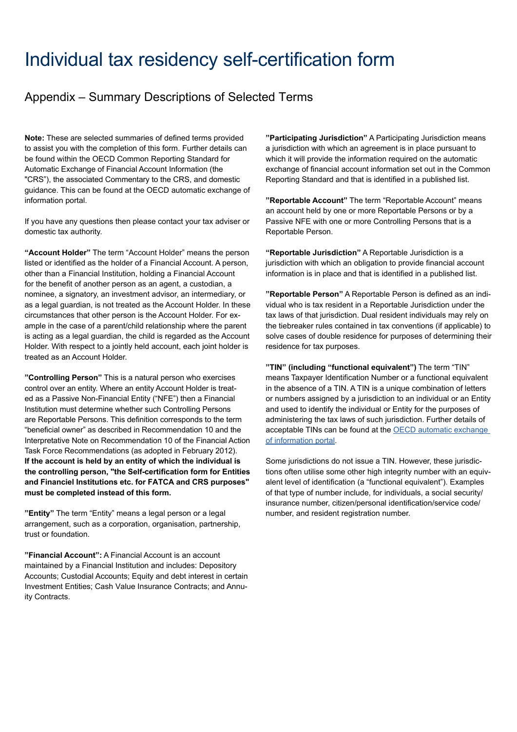# Individual tax residency self-certification form

## Appendix – Summary Descriptions of Selected Terms

**Note:** These are selected summaries of defined terms provided to assist you with the completion of this form. Further details can be found within the OECD Common Reporting Standard for Automatic Exchange of Financial Account Information (the "CRS"), the associated Commentary to the CRS, and domestic guidance. This can be found at the OECD automatic exchange of information portal.

If you have any questions then please contact your tax adviser or domestic tax authority.

**"Account Holder"** The term "Account Holder" means the person listed or identified as the holder of a Financial Account. A person, other than a Financial Institution, holding a Financial Account for the benefit of another person as an agent, a custodian, a nominee, a signatory, an investment advisor, an intermediary, or as a legal guardian, is not treated as the Account Holder. In these circumstances that other person is the Account Holder. For example in the case of a parent/child relationship where the parent is acting as a legal guardian, the child is regarded as the Account Holder. With respect to a jointly held account, each joint holder is treated as an Account Holder.

**"Controlling Person"** This is a natural person who exercises control over an entity. Where an entity Account Holder is treated as a Passive Non-Financial Entity ("NFE") then a Financial Institution must determine whether such Controlling Persons are Reportable Persons. This definition corresponds to the term "beneficial owner" as described in Recommendation 10 and the Interpretative Note on Recommendation 10 of the Financial Action Task Force Recommendations (as adopted in February 2012). **If the account is held by an entity of which the individual is the controlling person, "the Self-certification form for Entities and Financiel Institutions etc. for FATCA and CRS purposes" must be completed instead of this form.**

**"Entity"** The term "Entity" means a legal person or a legal arrangement, such as a corporation, organisation, partnership, trust or foundation.

**"Financial Account":** A Financial Account is an account maintained by a Financial Institution and includes: Depository Accounts; Custodial Accounts; Equity and debt interest in certain Investment Entities; Cash Value Insurance Contracts; and Annuity Contracts.

**"Participating Jurisdiction"** A Participating Jurisdiction means a jurisdiction with which an agreement is in place pursuant to which it will provide the information required on the automatic exchange of financial account information set out in the Common Reporting Standard and that is identified in a published list.

**"Reportable Account"** The term "Reportable Account" means an account held by one or more Reportable Persons or by a Passive NFE with one or more Controlling Persons that is a Reportable Person.

**"Reportable Jurisdiction"** A Reportable Jurisdiction is a jurisdiction with which an obligation to provide financial account information is in place and that is identified in a published list.

**"Reportable Person"** A Reportable Person is defined as an individual who is tax resident in a Reportable Jurisdiction under the tax laws of that jurisdiction. Dual resident individuals may rely on the tiebreaker rules contained in tax conventions (if applicable) to solve cases of double residence for purposes of determining their residence for tax purposes.

**"TIN" (including "functional equivalent")** The term "TIN" means Taxpayer Identification Number or a functional equivalent in the absence of a TIN. A TIN is a unique combination of letters or numbers assigned by a jurisdiction to an individual or an Entity and used to identify the individual or Entity for the purposes of administering the tax laws of such jurisdiction. Further details of acceptable TINs can be found at the OECD automatic exchange of information portal.

Some jurisdictions do not issue a TIN. However, these jurisdictions often utilise some other high integrity number with an equivalent level of identification (a "functional equivalent"). Examples of that type of number include, for individuals, a social security/insurance number, citizen/personal identification/service code/number, and resident registration number.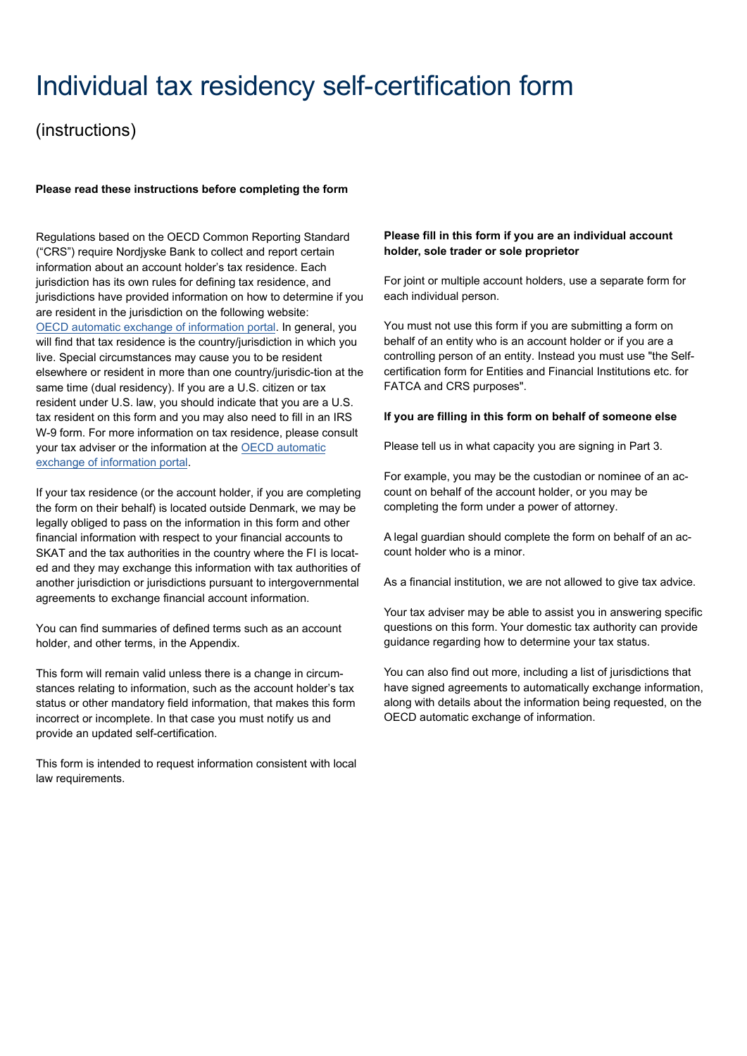# Individual tax residency self-certification form

## (instructions)

**Please read these instructions before completing the form**

Regulations based on the OECD Common Reporting Standard ("CRS") require Nordjyske Bank to collect and report certain information about an account holder's tax residence. Each jurisdiction has its own rules for defining tax residence, and jurisdictions have provided information on how to determine if you are resident in the jurisdiction on the following website: [OECD automatic exchange of information portal](). In general, you will find that tax residence is the country/jurisdiction in which you live. Special circumstances may cause you to be resident elsewhere or resident in more than one country/jurisdic-tion at the same time (dual residency). If you are a U.S. citizen or tax resident under U.S. law, you should indicate that you are a U.S. tax resident on this form and you may also need to fill in an IRS W-9 form. For more information on tax residence, please consult your tax adviser or the information at the [OECD automatic exchange of information portal]().

If your tax residence (or the account holder, if you are completing the form on their behalf) is located outside Denmark, we may be legally obliged to pass on the information in this form and other financial information with respect to your financial accounts to SKAT and the tax authorities in the country where the FI is located and they may exchange this information with tax authorities of another jurisdiction or jurisdictions pursuant to intergovernmental agreements to exchange financial account information.

You can find summaries of defined terms such as an account holder, and other terms, in the Appendix.

This form will remain valid unless there is a change in circumstances relating to information, such as the account holder's tax status or other mandatory field information, that makes this form incorrect or incomplete. In that case you must notify us and provide an updated self-certification.

This form is intended to request information consistent with local law requirements.

**Please fill in this form if you are an individual account holder, sole trader or sole proprietor**

For joint or multiple account holders, use a separate form for each individual person.

You must not use this form if you are submitting a form on behalf of an entity who is an account holder or if you are a controlling person of an entity. Instead you must use "the Self-certification form for Entities and Financial Institutions etc. for FATCA and CRS purposes".

**If you are filling in this form on behalf of someone else**

Please tell us in what capacity you are signing in Part 3.

For example, you may be the custodian or nominee of an account on behalf of the account holder, or you may be completing the form under a power of attorney.

A legal guardian should complete the form on behalf of an account holder who is a minor.

As a financial institution, we are not allowed to give tax advice.

Your tax adviser may be able to assist you in answering specific questions on this form. Your domestic tax authority can provide guidance regarding how to determine your tax status.

You can also find out more, including a list of jurisdictions that have signed agreements to automatically exchange information, along with details about the information being requested, on the OECD automatic exchange of information.